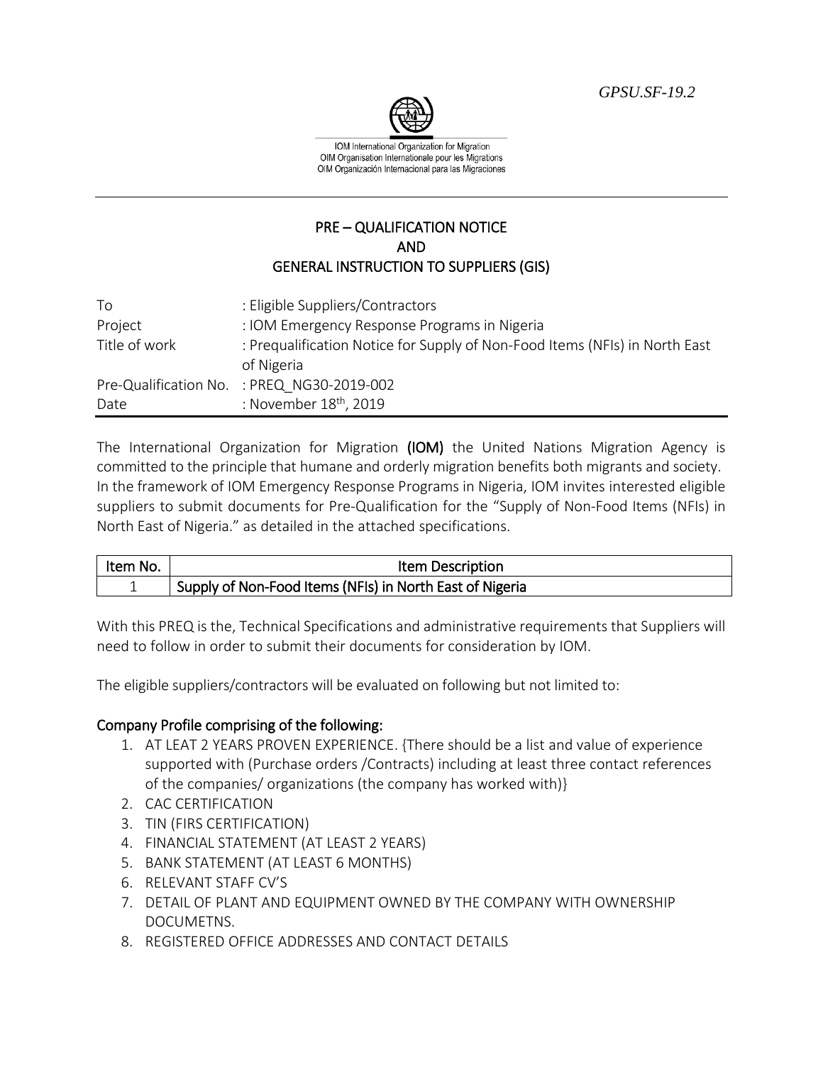*GPSU.SF-19.2*

IOM International Organization for Migration
OIM Organisation Internationale pour les Migrations
OIM Organización Internacional para las Migraciones

# PRE – QUALIFICATION NOTICE AND GENERAL INSTRUCTION TO SUPPLIERS (GIS)

| | |
|---|---|
| To | : Eligible Suppliers/Contractors |
| Project | : IOM Emergency Response Programs in Nigeria |
| Title of work | : Prequalification Notice for Supply of Non-Food Items (NFIs) in North East of Nigeria |
| Pre-Qualification No. | : PREQ_NG30-2019-002 |
| Date | : November 18th, 2019 |

The International Organization for Migration **(IOM)** the United Nations Migration Agency is committed to the principle that humane and orderly migration benefits both migrants and society. In the framework of IOM Emergency Response Programs in Nigeria, IOM invites interested eligible suppliers to submit documents for Pre-Qualification for the "Supply of Non-Food Items (NFIs) in North East of Nigeria." as detailed in the attached specifications.

| Item No. | Item Description |
|---|---|
| 1 | Supply of Non-Food Items (NFIs) in North East of Nigeria |

With this PREQ is the, Technical Specifications and administrative requirements that Suppliers will need to follow in order to submit their documents for consideration by IOM.

The eligible suppliers/contractors will be evaluated on following but not limited to:

## Company Profile comprising of the following:

1. AT LEAT 2 YEARS PROVEN EXPERIENCE. {There should be a list and value of experience supported with (Purchase orders /Contracts) including at least three contact references of the companies/ organizations (the company has worked with)}
2. CAC CERTIFICATION
3. TIN (FIRS CERTIFICATION)
4. FINANCIAL STATEMENT (AT LEAST 2 YEARS)
5. BANK STATEMENT (AT LEAST 6 MONTHS)
6. RELEVANT STAFF CV'S
7. DETAIL OF PLANT AND EQUIPMENT OWNED BY THE COMPANY WITH OWNERSHIP DOCUMETNS.
8. REGISTERED OFFICE ADDRESSES AND CONTACT DETAILS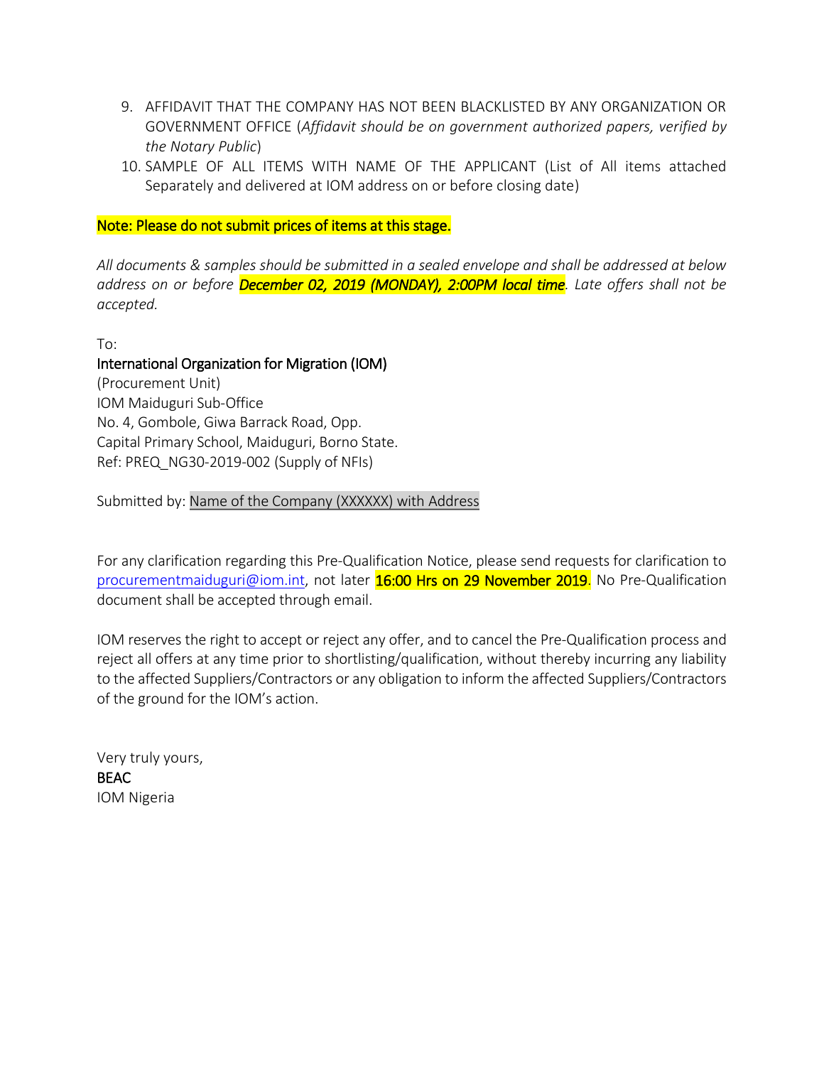9. AFFIDAVIT THAT THE COMPANY HAS NOT BEEN BLACKLISTED BY ANY ORGANIZATION OR GOVERNMENT OFFICE (*Affidavit should be on government authorized papers, verified by the Notary Public*)
10. SAMPLE OF ALL ITEMS WITH NAME OF THE APPLICANT (List of All items attached Separately and delivered at IOM address on or before closing date)

Note: Please do not submit prices of items at this stage.

*All documents & samples should be submitted in a sealed envelope and shall be addressed at below address on or before* ***December 02, 2019 (MONDAY), 2:00PM local time****. Late offers shall not be accepted.*

To:
International Organization for Migration (IOM)
(Procurement Unit)
IOM Maiduguri Sub-Office
No. 4, Gombole, Giwa Barrack Road, Opp.
Capital Primary School, Maiduguri, Borno State.
Ref: PREQ_NG30-2019-002 (Supply of NFIs)

Submitted by: Name of the Company (XXXXXX) with Address

For any clarification regarding this Pre-Qualification Notice, please send requests for clarification to procurementmaiduguri@iom.int, not later **16:00 Hrs on 29 November 2019**. No Pre-Qualification document shall be accepted through email.

IOM reserves the right to accept or reject any offer, and to cancel the Pre-Qualification process and reject all offers at any time prior to shortlisting/qualification, without thereby incurring any liability to the affected Suppliers/Contractors or any obligation to inform the affected Suppliers/Contractors of the ground for the IOM's action.

Very truly yours,
BEAC
IOM Nigeria